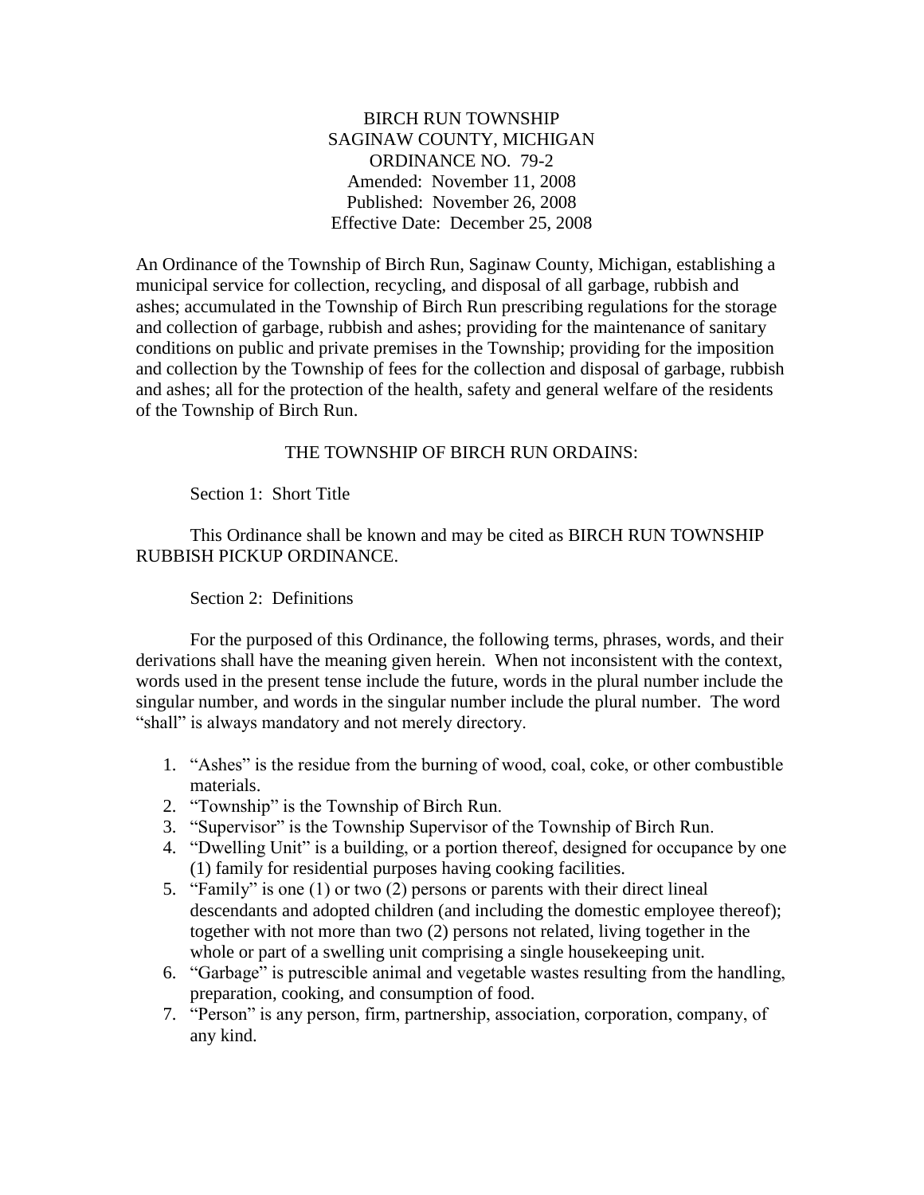BIRCH RUN TOWNSHIP
SAGINAW COUNTY, MICHIGAN
ORDINANCE NO. 79-2
Amended: November 11, 2008
Published: November 26, 2008
Effective Date: December 25, 2008

An Ordinance of the Township of Birch Run, Saginaw County, Michigan, establishing a municipal service for collection, recycling, and disposal of all garbage, rubbish and ashes; accumulated in the Township of Birch Run prescribing regulations for the storage and collection of garbage, rubbish and ashes; providing for the maintenance of sanitary conditions on public and private premises in the Township; providing for the imposition and collection by the Township of fees for the collection and disposal of garbage, rubbish and ashes; all for the protection of the health, safety and general welfare of the residents of the Township of Birch Run.

THE TOWNSHIP OF BIRCH RUN ORDAINS:

Section 1: Short Title

This Ordinance shall be known and may be cited as BIRCH RUN TOWNSHIP RUBBISH PICKUP ORDINANCE.

Section 2: Definitions

For the purposed of this Ordinance, the following terms, phrases, words, and their derivations shall have the meaning given herein. When not inconsistent with the context, words used in the present tense include the future, words in the plural number include the singular number, and words in the singular number include the plural number. The word "shall" is always mandatory and not merely directory.

1. "Ashes" is the residue from the burning of wood, coal, coke, or other combustible materials.
2. "Township" is the Township of Birch Run.
3. "Supervisor" is the Township Supervisor of the Township of Birch Run.
4. "Dwelling Unit" is a building, or a portion thereof, designed for occupance by one (1) family for residential purposes having cooking facilities.
5. "Family" is one (1) or two (2) persons or parents with their direct lineal descendants and adopted children (and including the domestic employee thereof); together with not more than two (2) persons not related, living together in the whole or part of a swelling unit comprising a single housekeeping unit.
6. "Garbage" is putrescible animal and vegetable wastes resulting from the handling, preparation, cooking, and consumption of food.
7. "Person" is any person, firm, partnership, association, corporation, company, of any kind.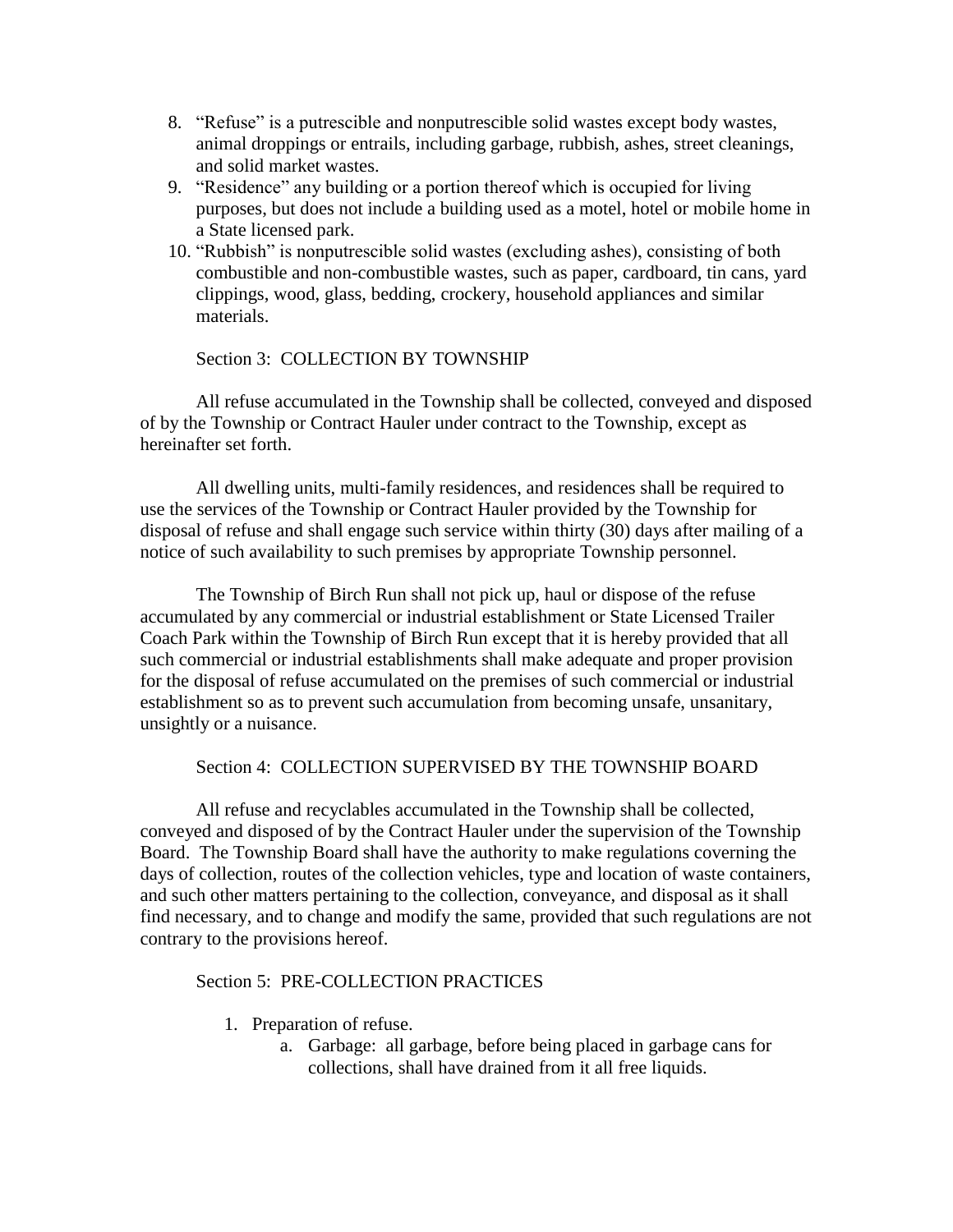8. "Refuse" is a putrescible and nonputrescible solid wastes except body wastes, animal droppings or entrails, including garbage, rubbish, ashes, street cleanings, and solid market wastes.
9. "Residence" any building or a portion thereof which is occupied for living purposes, but does not include a building used as a motel, hotel or mobile home in a State licensed park.
10. "Rubbish" is nonputrescible solid wastes (excluding ashes), consisting of both combustible and non-combustible wastes, such as paper, cardboard, tin cans, yard clippings, wood, glass, bedding, crockery, household appliances and similar materials.

Section 3: COLLECTION BY TOWNSHIP

All refuse accumulated in the Township shall be collected, conveyed and disposed of by the Township or Contract Hauler under contract to the Township, except as hereinafter set forth.

All dwelling units, multi-family residences, and residences shall be required to use the services of the Township or Contract Hauler provided by the Township for disposal of refuse and shall engage such service within thirty (30) days after mailing of a notice of such availability to such premises by appropriate Township personnel.

The Township of Birch Run shall not pick up, haul or dispose of the refuse accumulated by any commercial or industrial establishment or State Licensed Trailer Coach Park within the Township of Birch Run except that it is hereby provided that all such commercial or industrial establishments shall make adequate and proper provision for the disposal of refuse accumulated on the premises of such commercial or industrial establishment so as to prevent such accumulation from becoming unsafe, unsanitary, unsightly or a nuisance.

Section 4: COLLECTION SUPERVISED BY THE TOWNSHIP BOARD

All refuse and recyclables accumulated in the Township shall be collected, conveyed and disposed of by the Contract Hauler under the supervision of the Township Board. The Township Board shall have the authority to make regulations coverning the days of collection, routes of the collection vehicles, type and location of waste containers, and such other matters pertaining to the collection, conveyance, and disposal as it shall find necessary, and to change and modify the same, provided that such regulations are not contrary to the provisions hereof.

Section 5: PRE-COLLECTION PRACTICES

1. Preparation of refuse.
    a. Garbage: all garbage, before being placed in garbage cans for collections, shall have drained from it all free liquids.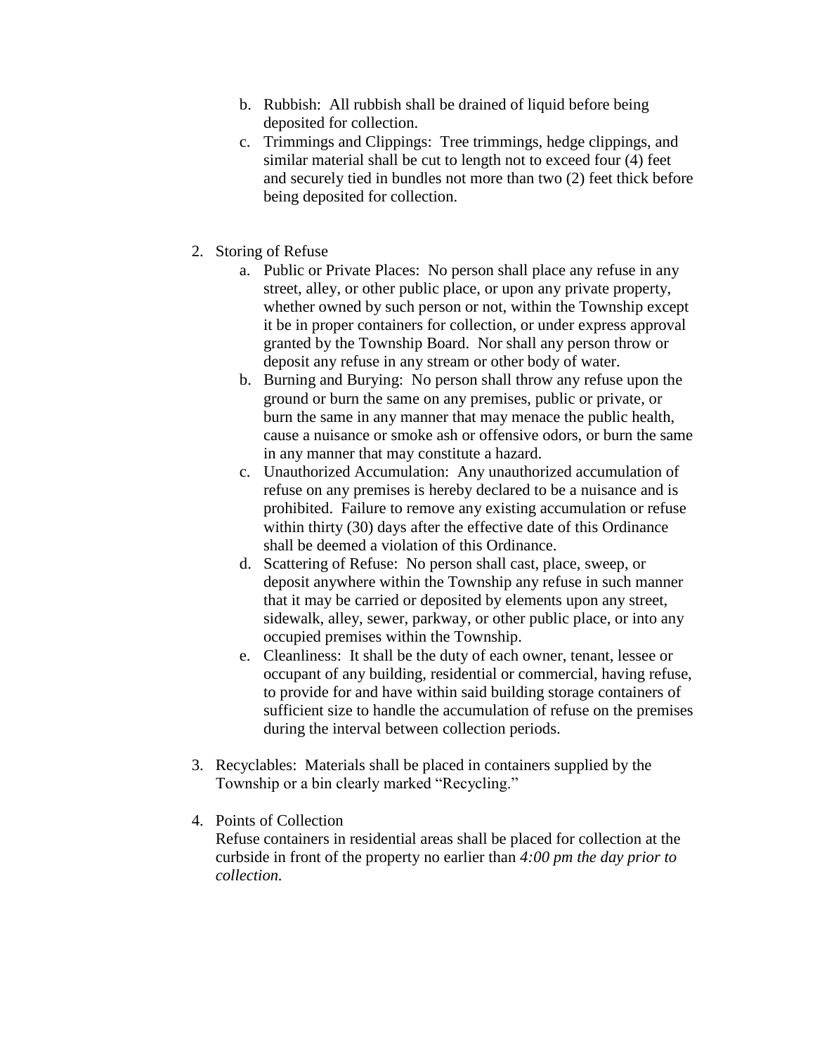b. Rubbish: All rubbish shall be drained of liquid before being deposited for collection.
   c. Trimmings and Clippings: Tree trimmings, hedge clippings, and similar material shall be cut to length not to exceed four (4) feet and securely tied in bundles not more than two (2) feet thick before being deposited for collection.

2. Storing of Refuse
   a. Public or Private Places: No person shall place any refuse in any street, alley, or other public place, or upon any private property, whether owned by such person or not, within the Township except it be in proper containers for collection, or under express approval granted by the Township Board. Nor shall any person throw or deposit any refuse in any stream or other body of water.
   b. Burning and Burying: No person shall throw any refuse upon the ground or burn the same on any premises, public or private, or burn the same in any manner that may menace the public health, cause a nuisance or smoke ash or offensive odors, or burn the same in any manner that may constitute a hazard.
   c. Unauthorized Accumulation: Any unauthorized accumulation of refuse on any premises is hereby declared to be a nuisance and is prohibited. Failure to remove any existing accumulation or refuse within thirty (30) days after the effective date of this Ordinance shall be deemed a violation of this Ordinance.
   d. Scattering of Refuse: No person shall cast, place, sweep, or deposit anywhere within the Township any refuse in such manner that it may be carried or deposited by elements upon any street, sidewalk, alley, sewer, parkway, or other public place, or into any occupied premises within the Township.
   e. Cleanliness: It shall be the duty of each owner, tenant, lessee or occupant of any building, residential or commercial, having refuse, to provide for and have within said building storage containers of sufficient size to handle the accumulation of refuse on the premises during the interval between collection periods.

3. Recyclables: Materials shall be placed in containers supplied by the Township or a bin clearly marked "Recycling."

4. Points of Collection
   Refuse containers in residential areas shall be placed for collection at the curbside in front of the property no earlier than *4:00 pm the day prior to collection.*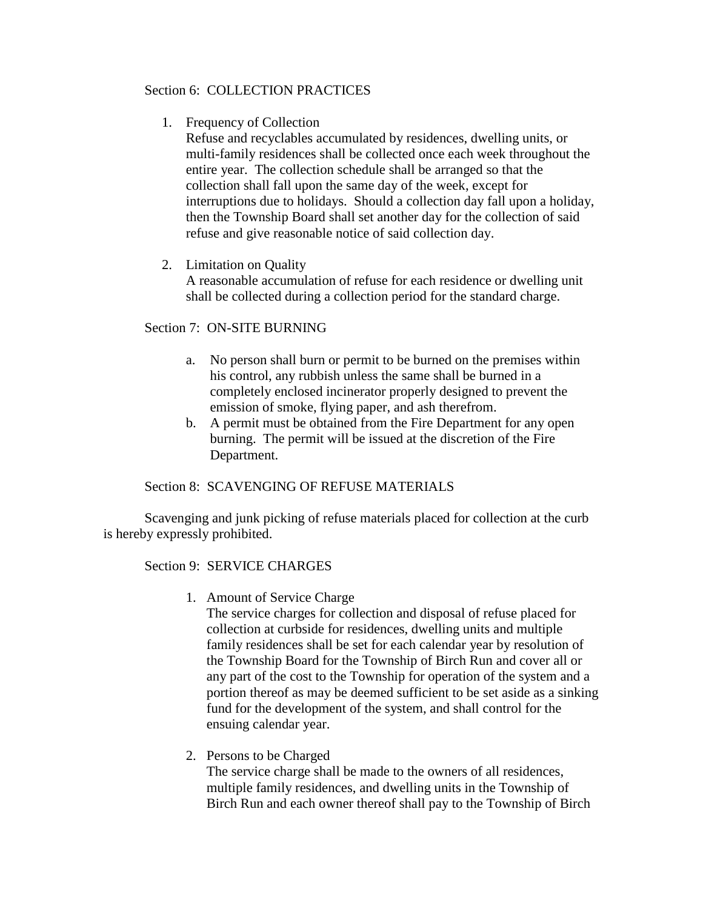Section 6: COLLECTION PRACTICES

1. Frequency of Collection
   Refuse and recyclables accumulated by residences, dwelling units, or multi-family residences shall be collected once each week throughout the entire year. The collection schedule shall be arranged so that the collection shall fall upon the same day of the week, except for interruptions due to holidays. Should a collection day fall upon a holiday, then the Township Board shall set another day for the collection of said refuse and give reasonable notice of said collection day.

2. Limitation on Quality
   A reasonable accumulation of refuse for each residence or dwelling unit shall be collected during a collection period for the standard charge.

Section 7: ON-SITE BURNING

a. No person shall burn or permit to be burned on the premises within his control, any rubbish unless the same shall be burned in a completely enclosed incinerator properly designed to prevent the emission of smoke, flying paper, and ash therefrom.
b. A permit must be obtained from the Fire Department for any open burning. The permit will be issued at the discretion of the Fire Department.

Section 8: SCAVENGING OF REFUSE MATERIALS

Scavenging and junk picking of refuse materials placed for collection at the curb is hereby expressly prohibited.

Section 9: SERVICE CHARGES

1. Amount of Service Charge
   The service charges for collection and disposal of refuse placed for collection at curbside for residences, dwelling units and multiple family residences shall be set for each calendar year by resolution of the Township Board for the Township of Birch Run and cover all or any part of the cost to the Township for operation of the system and a portion thereof as may be deemed sufficient to be set aside as a sinking fund for the development of the system, and shall control for the ensuing calendar year.

2. Persons to be Charged
   The service charge shall be made to the owners of all residences, multiple family residences, and dwelling units in the Township of Birch Run and each owner thereof shall pay to the Township of Birch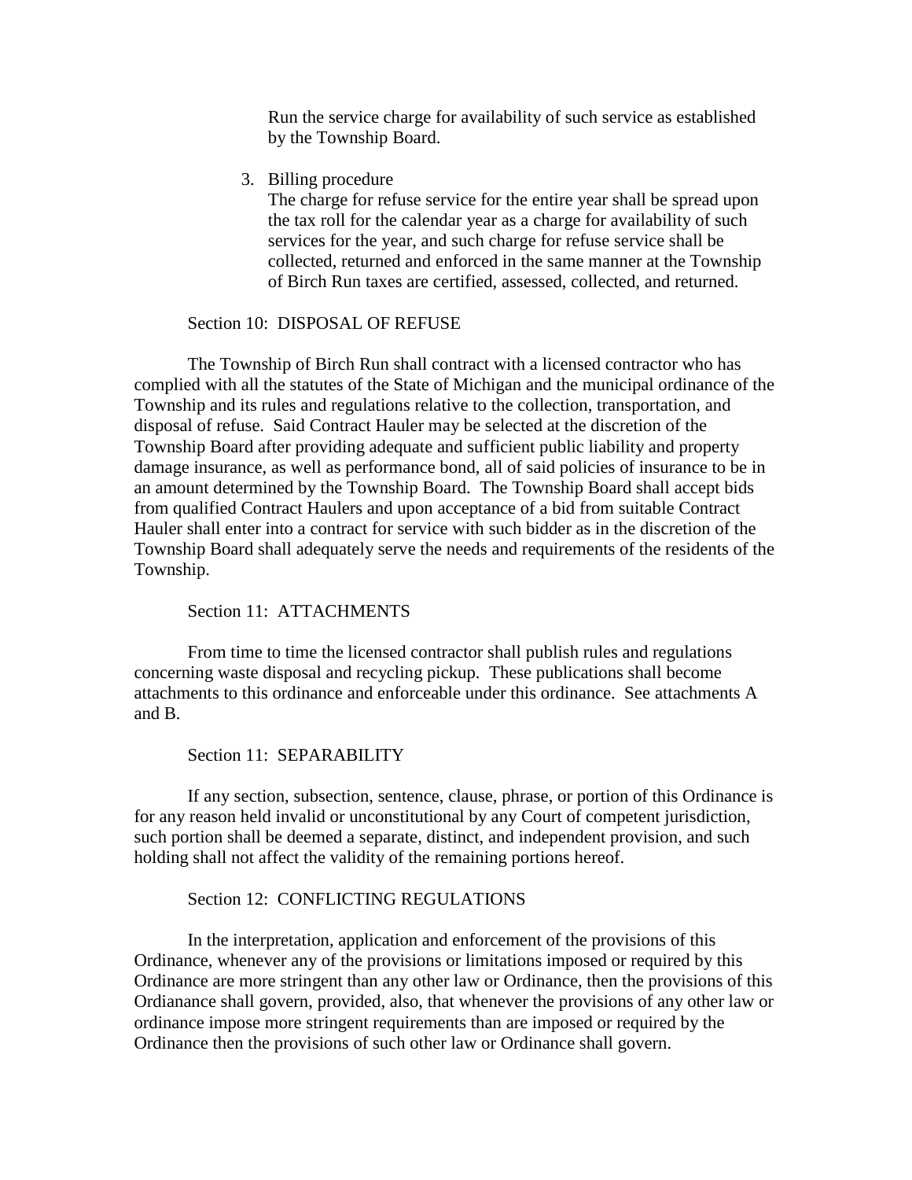Run the service charge for availability of such service as established by the Township Board.

3. Billing procedure
   The charge for refuse service for the entire year shall be spread upon the tax roll for the calendar year as a charge for availability of such services for the year, and such charge for refuse service shall be collected, returned and enforced in the same manner at the Township of Birch Run taxes are certified, assessed, collected, and returned.

Section 10: DISPOSAL OF REFUSE

The Township of Birch Run shall contract with a licensed contractor who has complied with all the statutes of the State of Michigan and the municipal ordinance of the Township and its rules and regulations relative to the collection, transportation, and disposal of refuse. Said Contract Hauler may be selected at the discretion of the Township Board after providing adequate and sufficient public liability and property damage insurance, as well as performance bond, all of said policies of insurance to be in an amount determined by the Township Board. The Township Board shall accept bids from qualified Contract Haulers and upon acceptance of a bid from suitable Contract Hauler shall enter into a contract for service with such bidder as in the discretion of the Township Board shall adequately serve the needs and requirements of the residents of the Township.

Section 11: ATTACHMENTS

From time to time the licensed contractor shall publish rules and regulations concerning waste disposal and recycling pickup. These publications shall become attachments to this ordinance and enforceable under this ordinance. See attachments A and B.

Section 11: SEPARABILITY

If any section, subsection, sentence, clause, phrase, or portion of this Ordinance is for any reason held invalid or unconstitutional by any Court of competent jurisdiction, such portion shall be deemed a separate, distinct, and independent provision, and such holding shall not affect the validity of the remaining portions hereof.

Section 12: CONFLICTING REGULATIONS

In the interpretation, application and enforcement of the provisions of this Ordinance, whenever any of the provisions or limitations imposed or required by this Ordinance are more stringent than any other law or Ordinance, then the provisions of this Ordianance shall govern, provided, also, that whenever the provisions of any other law or ordinance impose more stringent requirements than are imposed or required by the Ordinance then the provisions of such other law or Ordinance shall govern.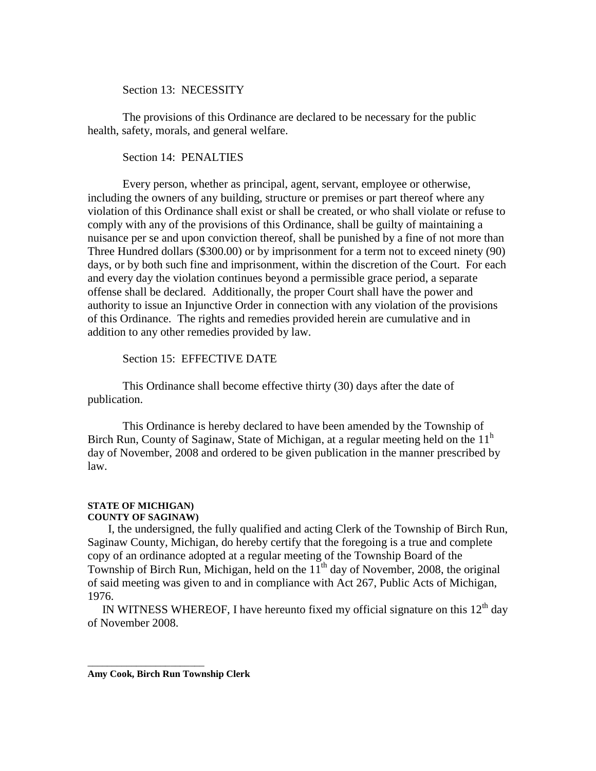Section 13: NECESSITY

The provisions of this Ordinance are declared to be necessary for the public health, safety, morals, and general welfare.

Section 14: PENALTIES

Every person, whether as principal, agent, servant, employee or otherwise, including the owners of any building, structure or premises or part thereof where any violation of this Ordinance shall exist or shall be created, or who shall violate or refuse to comply with any of the provisions of this Ordinance, shall be guilty of maintaining a nuisance per se and upon conviction thereof, shall be punished by a fine of not more than Three Hundred dollars ($300.00) or by imprisonment for a term not to exceed ninety (90) days, or by both such fine and imprisonment, within the discretion of the Court. For each and every day the violation continues beyond a permissible grace period, a separate offense shall be declared. Additionally, the proper Court shall have the power and authority to issue an Injunctive Order in connection with any violation of the provisions of this Ordinance. The rights and remedies provided herein are cumulative and in addition to any other remedies provided by law.

Section 15: EFFECTIVE DATE

This Ordinance shall become effective thirty (30) days after the date of publication.

This Ordinance is hereby declared to have been amended by the Township of Birch Run, County of Saginaw, State of Michigan, at a regular meeting held on the 11h day of November, 2008 and ordered to be given publication in the manner prescribed by law.

**STATE OF MICHIGAN)**
**COUNTY OF SAGINAW)**

I, the undersigned, the fully qualified and acting Clerk of the Township of Birch Run, Saginaw County, Michigan, do hereby certify that the foregoing is a true and complete copy of an ordinance adopted at a regular meeting of the Township Board of the Township of Birch Run, Michigan, held on the 11th day of November, 2008, the original of said meeting was given to and in compliance with Act 267, Public Acts of Michigan, 1976.

IN WITNESS WHEREOF, I have hereunto fixed my official signature on this 12th day of November 2008.

\_\_\_\_\_\_\_\_\_\_\_\_\_\_\_\_\_\_\_\_\_\_\_
**Amy Cook, Birch Run Township Clerk**